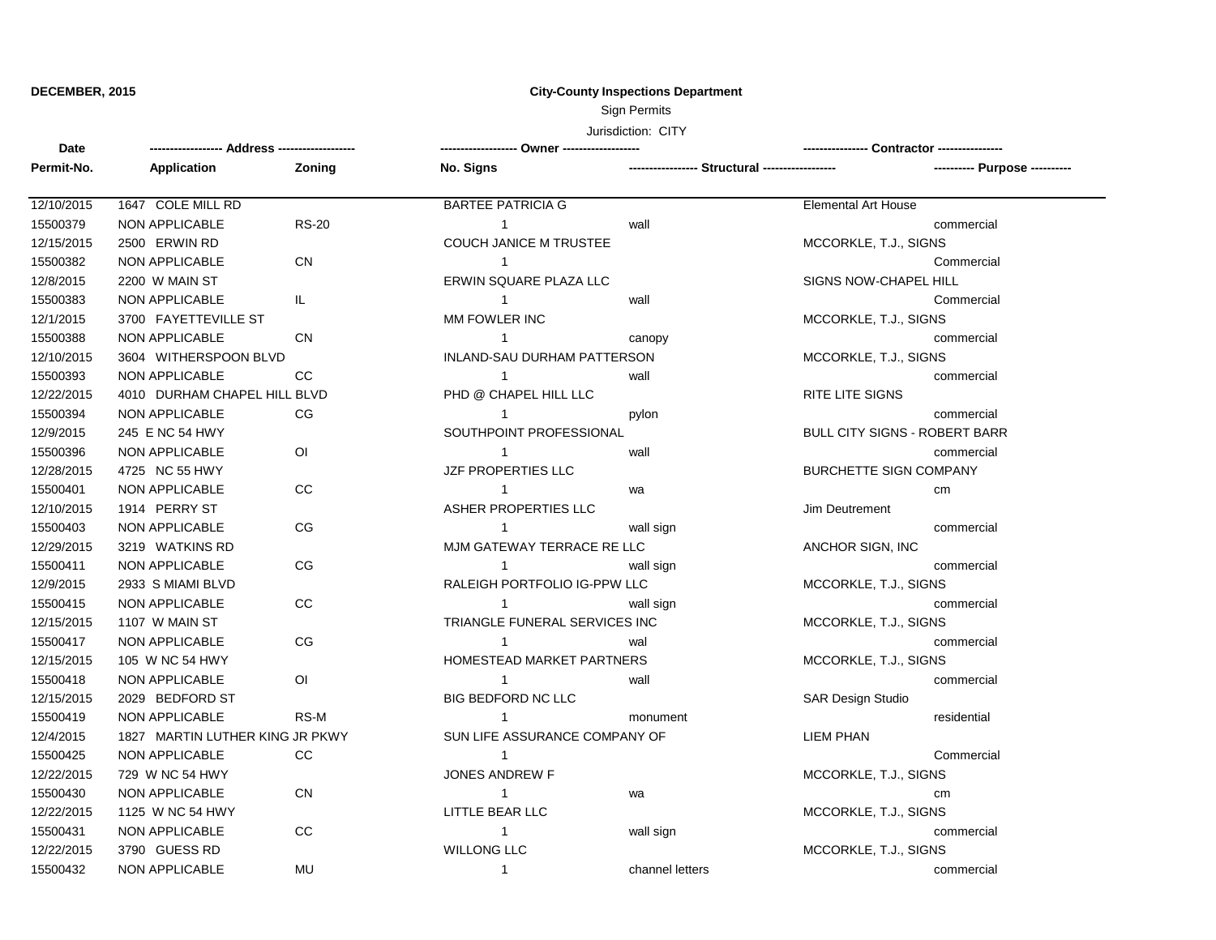**DECEMBER, 2015**

**City-County Inspections Department**

Sign Permits

Jurisdiction: CITY

| Date / Permit-No. | Address / Application | Zoning | Owner / No. Signs | Structural | Contractor / Purpose |
|---|---|---|---|---|---|
| 12/10/2015 | 1647 COLE MILL RD | | BARTEE PATRICIA G | | Elemental Art House |
| 15500379 | NON APPLICABLE | RS-20 | 1 | wall | commercial |
| 12/15/2015 | 2500 ERWIN RD | | COUCH JANICE M TRUSTEE | | MCCORKLE, T.J., SIGNS |
| 15500382 | NON APPLICABLE | CN | 1 | | Commercial |
| 12/8/2015 | 2200 W MAIN ST | | ERWIN SQUARE PLAZA LLC | | SIGNS NOW-CHAPEL HILL |
| 15500383 | NON APPLICABLE | IL | 1 | wall | Commercial |
| 12/1/2015 | 3700 FAYETTEVILLE ST | | MM FOWLER INC | | MCCORKLE, T.J., SIGNS |
| 15500388 | NON APPLICABLE | CN | 1 | canopy | commercial |
| 12/10/2015 | 3604 WITHERSPOON BLVD | | INLAND-SAU DURHAM PATTERSON | | MCCORKLE, T.J., SIGNS |
| 15500393 | NON APPLICABLE | CC | 1 | wall | commercial |
| 12/22/2015 | 4010 DURHAM CHAPEL HILL BLVD | | PHD @ CHAPEL HILL LLC | | RITE LITE SIGNS |
| 15500394 | NON APPLICABLE | CG | 1 | pylon | commercial |
| 12/9/2015 | 245 E NC 54 HWY | | SOUTHPOINT PROFESSIONAL | | BULL CITY SIGNS - ROBERT BARR |
| 15500396 | NON APPLICABLE | OI | 1 | wall | commercial |
| 12/28/2015 | 4725 NC 55 HWY | | JZF PROPERTIES LLC | | BURCHETTE SIGN COMPANY |
| 15500401 | NON APPLICABLE | CC | 1 | wa | cm |
| 12/10/2015 | 1914 PERRY ST | | ASHER PROPERTIES LLC | | Jim Deutrement |
| 15500403 | NON APPLICABLE | CG | 1 | wall sign | commercial |
| 12/29/2015 | 3219 WATKINS RD | | MJM GATEWAY TERRACE RE LLC | | ANCHOR SIGN, INC |
| 15500411 | NON APPLICABLE | CG | 1 | wall sign | commercial |
| 12/9/2015 | 2933 S MIAMI BLVD | | RALEIGH PORTFOLIO IG-PPW LLC | | MCCORKLE, T.J., SIGNS |
| 15500415 | NON APPLICABLE | CC | 1 | wall sign | commercial |
| 12/15/2015 | 1107 W MAIN ST | | TRIANGLE FUNERAL SERVICES INC | | MCCORKLE, T.J., SIGNS |
| 15500417 | NON APPLICABLE | CG | 1 | wal | commercial |
| 12/15/2015 | 105 W NC 54 HWY | | HOMESTEAD MARKET PARTNERS | | MCCORKLE, T.J., SIGNS |
| 15500418 | NON APPLICABLE | OI | 1 | wall | commercial |
| 12/15/2015 | 2029 BEDFORD ST | | BIG BEDFORD NC LLC | | SAR Design Studio |
| 15500419 | NON APPLICABLE | RS-M | 1 | monument | residential |
| 12/4/2015 | 1827 MARTIN LUTHER KING JR PKWY | | SUN LIFE ASSURANCE COMPANY OF | | LIEM PHAN |
| 15500425 | NON APPLICABLE | CC | 1 | | Commercial |
| 12/22/2015 | 729 W NC 54 HWY | | JONES ANDREW F | | MCCORKLE, T.J., SIGNS |
| 15500430 | NON APPLICABLE | CN | 1 | wa | cm |
| 12/22/2015 | 1125 W NC 54 HWY | | LITTLE BEAR LLC | | MCCORKLE, T.J., SIGNS |
| 15500431 | NON APPLICABLE | CC | 1 | wall sign | commercial |
| 12/22/2015 | 3790 GUESS RD | | WILLONG LLC | | MCCORKLE, T.J., SIGNS |
| 15500432 | NON APPLICABLE | MU | 1 | channel letters | commercial |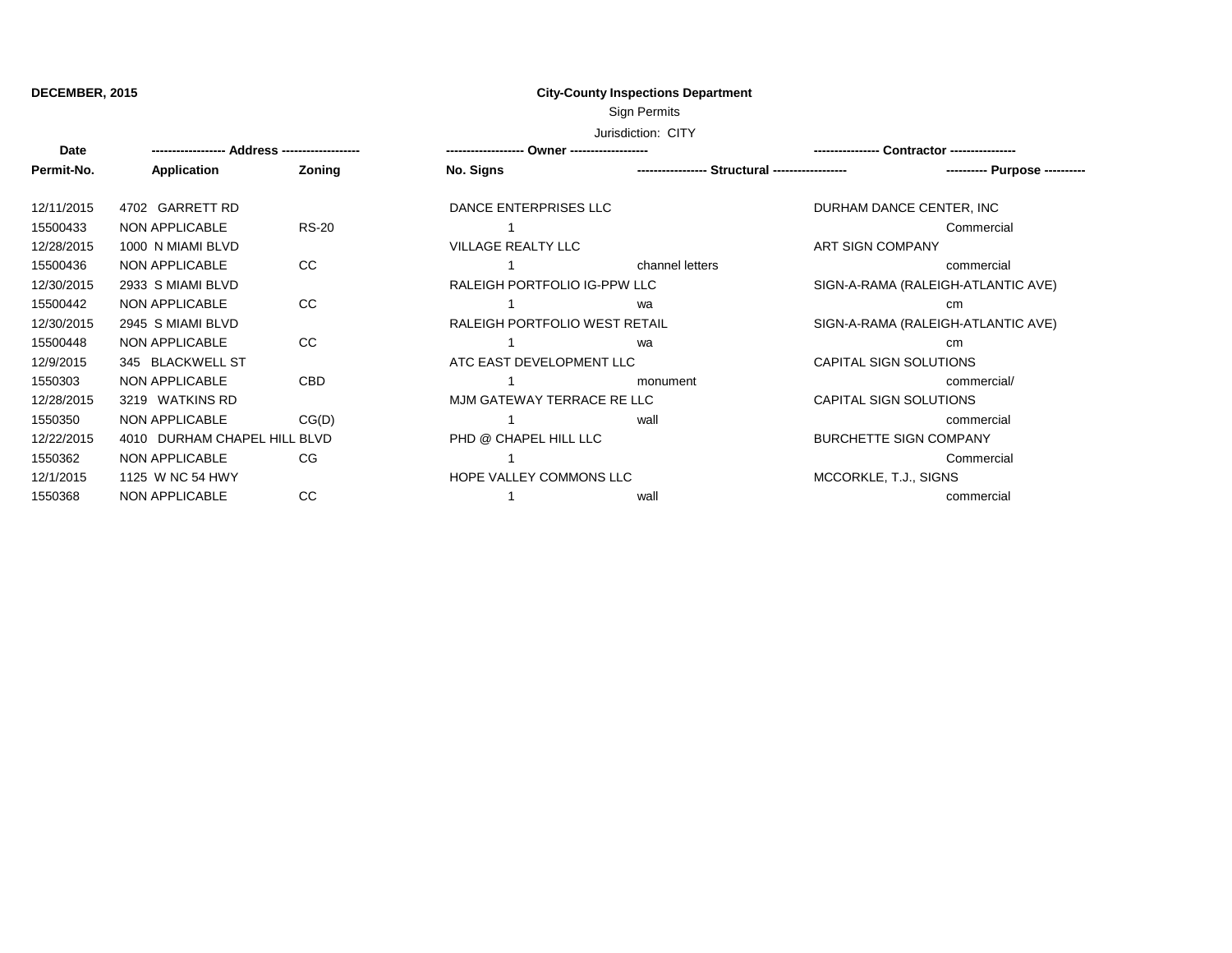**DECEMBER, 2015**

**City-County Inspections Department**

Sign Permits

Jurisdiction: CITY

| Date | ------------------ Address ------------------- | | ------------------- Owner ------------------- | | ---------------- Contractor ---------------- | |
|---|---|---|---|---|---|---|
| **Permit-No.** | **Application** | **Zoning** | **No. Signs** | **----------------- Structural ------------------** | | **---------- Purpose ----------** |
| 12/11/2015 | 4702 GARRETT RD | | DANCE ENTERPRISES LLC | | DURHAM DANCE CENTER, INC | |
| 15500433 | NON APPLICABLE | RS-20 | 1 | | | Commercial |
| 12/28/2015 | 1000 N MIAMI BLVD | | VILLAGE REALTY LLC | | ART SIGN COMPANY | |
| 15500436 | NON APPLICABLE | CC | 1 | channel letters | | commercial |
| 12/30/2015 | 2933 S MIAMI BLVD | | RALEIGH PORTFOLIO IG-PPW LLC | | SIGN-A-RAMA (RALEIGH-ATLANTIC AVE) | |
| 15500442 | NON APPLICABLE | CC | 1 | wa | | cm |
| 12/30/2015 | 2945 S MIAMI BLVD | | RALEIGH PORTFOLIO WEST RETAIL | | SIGN-A-RAMA (RALEIGH-ATLANTIC AVE) | |
| 15500448 | NON APPLICABLE | CC | 1 | wa | | cm |
| 12/9/2015 | 345 BLACKWELL ST | | ATC EAST DEVELOPMENT LLC | | CAPITAL SIGN SOLUTIONS | |
| 1550303 | NON APPLICABLE | CBD | 1 | monument | | commercial/ |
| 12/28/2015 | 3219 WATKINS RD | | MJM GATEWAY TERRACE RE LLC | | CAPITAL SIGN SOLUTIONS | |
| 1550350 | NON APPLICABLE | CG(D) | 1 | wall | | commercial |
| 12/22/2015 | 4010 DURHAM CHAPEL HILL BLVD | | PHD @ CHAPEL HILL LLC | | BURCHETTE SIGN COMPANY | |
| 1550362 | NON APPLICABLE | CG | 1 | | | Commercial |
| 12/1/2015 | 1125 W NC 54 HWY | | HOPE VALLEY COMMONS LLC | | MCCORKLE, T.J., SIGNS | |
| 1550368 | NON APPLICABLE | CC | 1 | wall | | commercial |